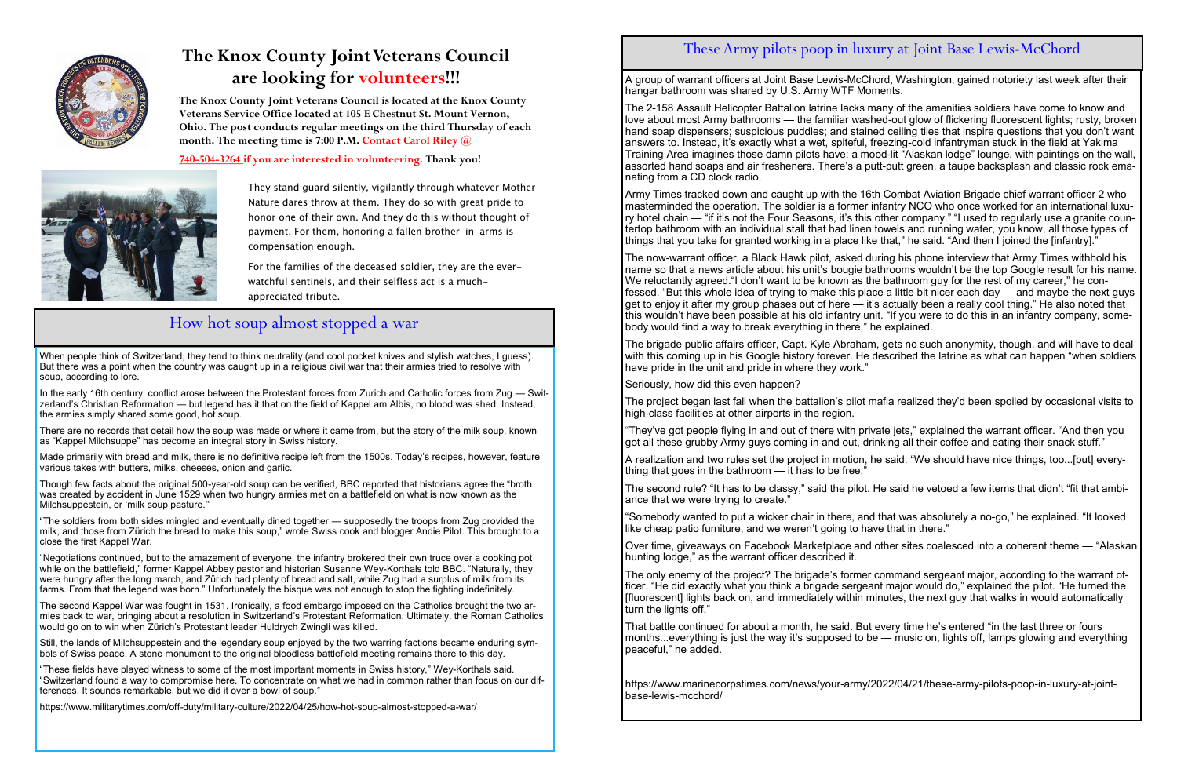# The Knox County Joint Veterans Council are looking for volunteers!!!

**The Knox County Joint Veterans Council is located at the Knox County Veterans Service Office located at 105 E Chestnut St. Mount Vernon, Ohio. The post conducts regular meetings on the third Thursday of each month. The meeting time is 7:00 P.M. Contact Carol Riley @ 740-504-3264 if you are interested in volunteering. Thank you!**

They stand guard silently, vigilantly through whatever Mother Nature dares throw at them. They do so with great pride to honor one of their own. And they do this without thought of payment. For them, honoring a fallen brother-in-arms is compensation enough.

For the families of the deceased soldier, they are the ever-watchful sentinels, and their selfless act is a much-appreciated tribute.

## How hot soup almost stopped a war

When people think of Switzerland, they tend to think neutrality (and cool pocket knives and stylish watches, I guess). But there was a point when the country was caught up in a religious civil war that their armies tried to resolve with soup, according to lore.

In the early 16th century, conflict arose between the Protestant forces from Zurich and Catholic forces from Zug — Switzerland's Christian Reformation — but legend has it that on the field of Kappel am Albis, no blood was shed. Instead, the armies simply shared some good, hot soup.

There are no records that detail how the soup was made or where it came from, but the story of the milk soup, known as "Kappel Milchsuppe" has become an integral story in Swiss history.

Made primarily with bread and milk, there is no definitive recipe left from the 1500s. Today's recipes, however, feature various takes with butters, milks, cheeses, onion and garlic.

Though few facts about the original 500-year-old soup can be verified, BBC reported that historians agree the "broth was created by accident in June 1529 when two hungry armies met on a battlefield on what is now known as the Milchsuppenstein, or 'milk soup pasture.'"

"The soldiers from both sides mingled and eventually dined together — supposedly the troops from Zug provided the milk, and those from Zürich the bread to make this soup," wrote Swiss cook and blogger Andie Pilot. This brought to a close the first Kappel War.

"Negotiations continued, but to the amazement of everyone, the infantry brokered their own truce over a cooking pot while on the battlefield," former Kappel Abbey pastor and historian Susanne Wey-Korthals told BBC. "Naturally, they were hungry after the long march, and Zürich had plenty of bread and salt, while Zug had a surplus of milk from its farms. From that the legend was born." Unfortunately the bisque was not enough to stop the fighting indefinitely.

The second Kappel War was fought in 1531. Ironically, a food embargo imposed on the Catholics brought the two armies back to war, bringing about a resolution in Switzerland's Protestant Reformation. Ultimately, the Roman Catholics would go on to win when Zürich's Protestant leader Huldrych Zwingli was killed.

Still, the lands of Milchsuppestein and the legendary soup enjoyed by the two warring factions became enduring symbols of Swiss peace. A stone monument to the original bloodless battlefield meeting remains there to this day.

"These fields have played witness to some of the most important moments in Swiss history," Wey-Korthals said. "Switzerland found a way to compromise here. To concentrate on what we had in common rather than focus on our differences. It sounds remarkable, but we did it over a bowl of soup."

https://www.militarytimes.com/off-duty/military-culture/2022/04/25/how-hot-soup-almost-stopped-a-war/

## These Army pilots poop in luxury at Joint Base Lewis-McChord

A group of warrant officers at Joint Base Lewis-McChord, Washington, gained notoriety last week after their hangar bathroom was shared by U.S. Army WTF Moments.

The 2-158 Assault Helicopter Battalion latrine lacks many of the amenities soldiers have come to know and love about most Army bathrooms — the familiar washed-out glow of flickering fluorescent lights; rusty, broken hand soap dispensers; suspicious puddles; and stained ceiling tiles that inspire questions that you don't want answers to. Instead, it's exactly what a wet, spiteful, freezing-cold infantryman stuck in the field at Yakima Training Area imagines those damn pilots have: a mood-lit "Alaskan lodge" lounge, with paintings on the wall, assorted hand soaps and air fresheners. There's a putt-putt green, a taupe backsplash and classic rock emanating from a CD clock radio.

Army Times tracked down and caught up with the 16th Combat Aviation Brigade chief warrant officer 2 who masterminded the operation. The soldier is a former infantry NCO who once worked for an international luxury hotel chain — "if it's not the Four Seasons, it's this other company." "I used to regularly use a granite countertop bathroom with an individual stall that had linen towels and running water, you know, all those types of things that you take for granted working in a place like that," he said. "And then I joined the [infantry]."

The now-warrant officer, a Black Hawk pilot, asked during his phone interview that Army Times withhold his name so that a news article about his unit's bougie bathrooms wouldn't be the top Google result for his name. We reluctantly agreed."I don't want to be known as the bathroom guy for the rest of my career," he confessed. "But this whole idea of trying to make this place a little bit nicer each day — and maybe the next guys get to enjoy it after my group phases out of here — it's actually been a really cool thing." He also noted that this wouldn't have been possible at his old infantry unit. "If you were to do this in an infantry company, somebody would find a way to break everything in there," he explained.

The brigade public affairs officer, Capt. Kyle Abraham, gets no such anonymity, though, and will have to deal with this coming up in his Google history forever. He described the latrine as what can happen "when soldiers have pride in the unit and pride in where they work."

Seriously, how did this even happen?

The project began last fall when the battalion's pilot mafia realized they'd been spoiled by occasional visits to high-class facilities at other airports in the region.

"They've got people flying in and out of there with private jets," explained the warrant officer. "And then you got all these grubby Army guys coming in and out, drinking all their coffee and eating their snack stuff."

A realization and two rules set the project in motion, he said: "We should have nice things, too...[but] everything that goes in the bathroom — it has to be free."

The second rule? "It has to be classy," said the pilot. He said he vetoed a few items that didn't "fit that ambiance that we were trying to create."

"Somebody wanted to put a wicker chair in there, and that was absolutely a no-go," he explained. "It looked like cheap patio furniture, and we weren't going to have that in there."

Over time, giveaways on Facebook Marketplace and other sites coalesced into a coherent theme — "Alaskan hunting lodge," as the warrant officer described it.

The only enemy of the project? The brigade's former command sergeant major, according to the warrant officer. "He did exactly what you think a brigade sergeant major would do," explained the pilot. "He turned the [fluorescent] lights back on, and immediately within minutes, the next guy that walks in would automatically turn the lights off."

That battle continued for about a month, he said. But every time he's entered "in the last three or fours months...everything is just the way it's supposed to be — music on, lights off, lamps glowing and everything peaceful," he added.

https://www.marinecorpstimes.com/news/your-army/2022/04/21/these-army-pilots-poop-in-luxury-at-joint-base-lewis-mcchord/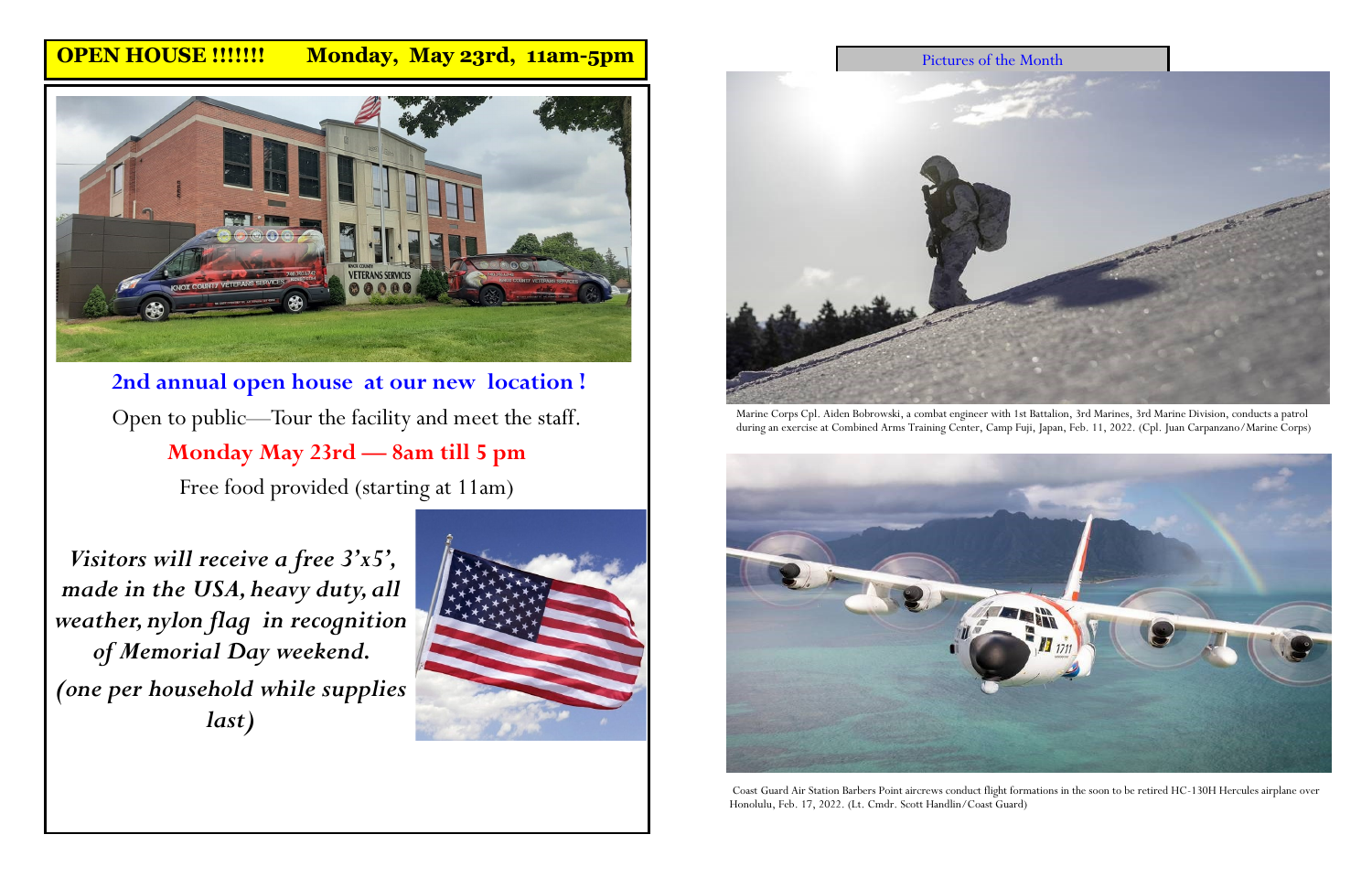**OPEN HOUSE !!!!!!! Monday, May 23rd, 11am-5pm**

**2nd annual open house at our new location !**

Open to public—Tour the facility and meet the staff.

**Monday May 23rd — 8am till 5 pm**

Free food provided (starting at 11am)

***Visitors will receive a free 3'x5', made in the USA, heavy duty, all weather, nylon flag in recognition of Memorial Day weekend.***

***(one per household while supplies last)***

Pictures of the Month

Marine Corps Cpl. Aiden Bobrowski, a combat engineer with 1st Battalion, 3rd Marines, 3rd Marine Division, conducts a patrol during an exercise at Combined Arms Training Center, Camp Fuji, Japan, Feb. 11, 2022. (Cpl. Juan Carpanzano/Marine Corps)

Coast Guard Air Station Barbers Point aircrews conduct flight formations in the soon to be retired HC-130H Hercules airplane over Honolulu, Feb. 17, 2022. (Lt. Cmdr. Scott Handlin/Coast Guard)